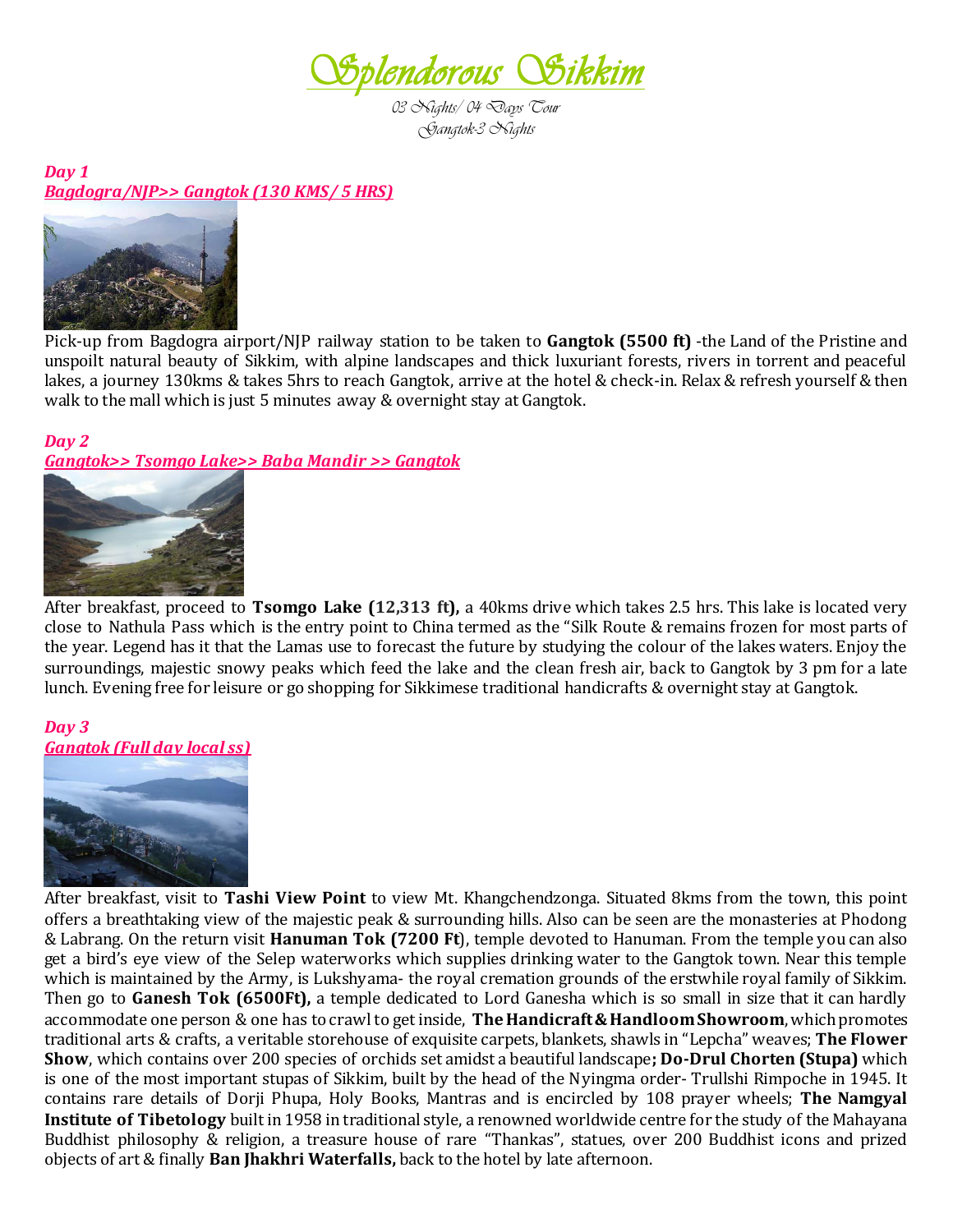# Splendorous Sikkim

*03 Nights/ 04 Days Tour*
*Gangtok-3 Nights*

***Day 1***
***Bagdogra/NJP>> Gangtok (130 KMS/ 5 HRS)***

Pick-up from Bagdogra airport/NJP railway station to be taken to **Gangtok (5500 ft)** -the Land of the Pristine and unspoilt natural beauty of Sikkim, with alpine landscapes and thick luxuriant forests, rivers in torrent and peaceful lakes, a journey 130kms & takes 5hrs to reach Gangtok, arrive at the hotel & check-in. Relax & refresh yourself & then walk to the mall which is just 5 minutes away & overnight stay at Gangtok.

***Day 2***
***Gangtok>> Tsomgo Lake>> Baba Mandir >> Gangtok***

After breakfast, proceed to **Tsomgo Lake (12,313 ft),** a 40kms drive which takes 2.5 hrs. This lake is located very close to Nathula Pass which is the entry point to China termed as the "Silk Route & remains frozen for most parts of the year. Legend has it that the Lamas use to forecast the future by studying the colour of the lakes waters. Enjoy the surroundings, majestic snowy peaks which feed the lake and the clean fresh air, back to Gangtok by 3 pm for a late lunch. Evening free for leisure or go shopping for Sikkimese traditional handicrafts & overnight stay at Gangtok.

***Day 3***
***Gangtok (Full day local ss)***

After breakfast, visit to **Tashi View Point** to view Mt. Khangchendzonga. Situated 8kms from the town, this point offers a breathtaking view of the majestic peak & surrounding hills. Also can be seen are the monasteries at Phodong & Labrang. On the return visit **Hanuman Tok (7200 Ft**), temple devoted to Hanuman. From the temple you can also get a bird's eye view of the Selep waterworks which supplies drinking water to the Gangtok town. Near this temple which is maintained by the Army, is Lukshyama- the royal cremation grounds of the erstwhile royal family of Sikkim. Then go to **Ganesh Tok (6500Ft),** a temple dedicated to Lord Ganesha which is so small in size that it can hardly accommodate one person & one has to crawl to get inside, **The Handicraft & Handloom Showroom**, which promotes traditional arts & crafts, a veritable storehouse of exquisite carpets, blankets, shawls in "Lepcha" weaves; **The Flower Show**, which contains over 200 species of orchids set amidst a beautiful landscape**; Do-Drul Chorten (Stupa)** which is one of the most important stupas of Sikkim, built by the head of the Nyingma order- Trullshi Rimpoche in 1945. It contains rare details of Dorji Phupa, Holy Books, Mantras and is encircled by 108 prayer wheels; **The Namgyal Institute of Tibetology** built in 1958 in traditional style, a renowned worldwide centre for the study of the Mahayana Buddhist philosophy & religion, a treasure house of rare "Thankas", statues, over 200 Buddhist icons and prized objects of art & finally **Ban Jhakhri Waterfalls,** back to the hotel by late afternoon.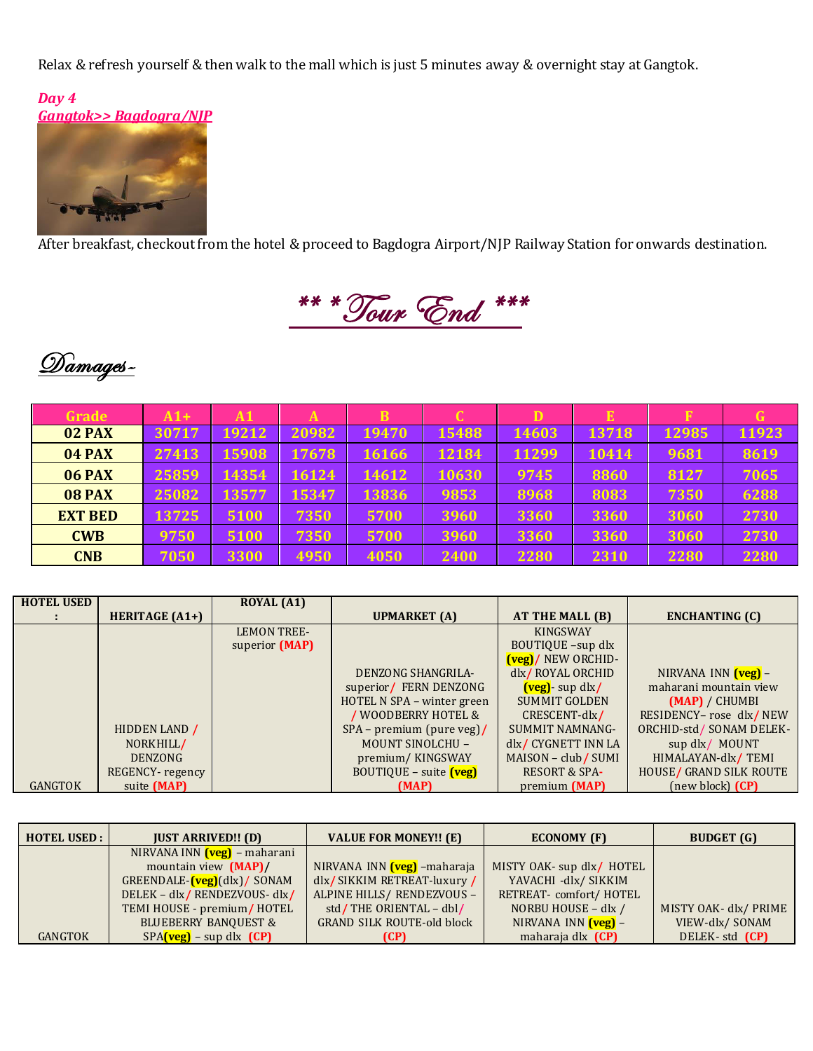Relax & refresh yourself & then walk to the mall which is just 5 minutes away & overnight stay at Gangtok.

***Day 4***
***Gangtok>> Bagdogra/NJP***

After breakfast, checkout from the hotel & proceed to Bagdogra Airport/NJP Railway Station for onwards destination.

# *** Tour End ***

## Damages-

| Grade | A1+ | A1 | A | B | C | D | E | F | G |
|---|---|---|---|---|---|---|---|---|---|
| 02 PAX | 30717 | 19212 | 20982 | 19470 | 15488 | 14603 | 13718 | 12985 | 11923 |
| 04 PAX | 27413 | 15908 | 17678 | 16166 | 12184 | 11299 | 10414 | 9681 | 8619 |
| 06 PAX | 25859 | 14354 | 16124 | 14612 | 10630 | 9745 | 8860 | 8127 | 7065 |
| 08 PAX | 25082 | 13577 | 15347 | 13836 | 9853 | 8968 | 8083 | 7350 | 6288 |
| EXT BED | 13725 | 5100 | 7350 | 5700 | 3960 | 3360 | 3360 | 3060 | 2730 |
| CWB | 9750 | 5100 | 7350 | 5700 | 3960 | 3360 | 3360 | 3060 | 2730 |
| CNB | 7050 | 3300 | 4950 | 4050 | 2400 | 2280 | 2310 | 2280 | 2280 |

| HOTEL USED : | HERITAGE (A1+) | ROYAL (A1) | UPMARKET (A) | AT THE MALL (B) | ENCHANTING (C) |
|---|---|---|---|---|---|
| GANGTOK | HIDDEN LAND / NORKHILL/ DENZONG REGENCY- regency suite (MAP) | LEMON TREE- superior (MAP) | DENZONG SHANGRILA- superior/ FERN DENZONG HOTEL N SPA – winter green / WOODBERRY HOTEL & SPA – premium (pure veg)/ MOUNT SINOLCHU – premium/ KINGSWAY BOUTIQUE – suite (veg) (MAP) | KINGSWAY BOUTIQUE –sup dlx (veg)/ NEW ORCHID-dlx/ ROYAL ORCHID (veg)- sup dlx/ SUMMIT GOLDEN CRESCENT-dlx/ SUMMIT NAMNANG-dlx/ CYGNETT INN LA MAISON – club/ SUMI RESORT & SPA-premium (MAP) | NIRVANA INN (veg) – maharani mountain view (MAP) / CHUMBI RESIDENCY– rose dlx/ NEW ORCHID-std/ SONAM DELEK-sup dlx/ MOUNT HIMALAYAN-dlx/ TEMI HOUSE/ GRAND SILK ROUTE (new block) (CP) |

| HOTEL USED : | JUST ARRIVED!! (D) | VALUE FOR MONEY!! (E) | ECONOMY (F) | BUDGET (G) |
|---|---|---|---|---|
| GANGTOK | NIRVANA INN (veg) – maharani mountain view (MAP)/ GREENDALE-(veg)(dlx)/ SONAM DELEK – dlx/ RENDEZVOUS- dlx/ TEMI HOUSE - premium/ HOTEL BLUEBERRY BANQUEST & SPA(veg) – sup dlx (CP) | NIRVANA INN (veg) –maharaja dlx/ SIKKIM RETREAT-luxury / ALPINE HILLS/ RENDEZVOUS – std/ THE ORIENTAL – dbl/ GRAND SILK ROUTE-old block (CP) | MISTY OAK- sup dlx/ HOTEL YAVACHI -dlx/ SIKKIM RETREAT- comfort/ HOTEL NORBU HOUSE – dlx / NIRVANA INN (veg) – maharaja dlx (CP) | MISTY OAK- dlx/ PRIME VIEW-dlx/ SONAM DELEK- std (CP) |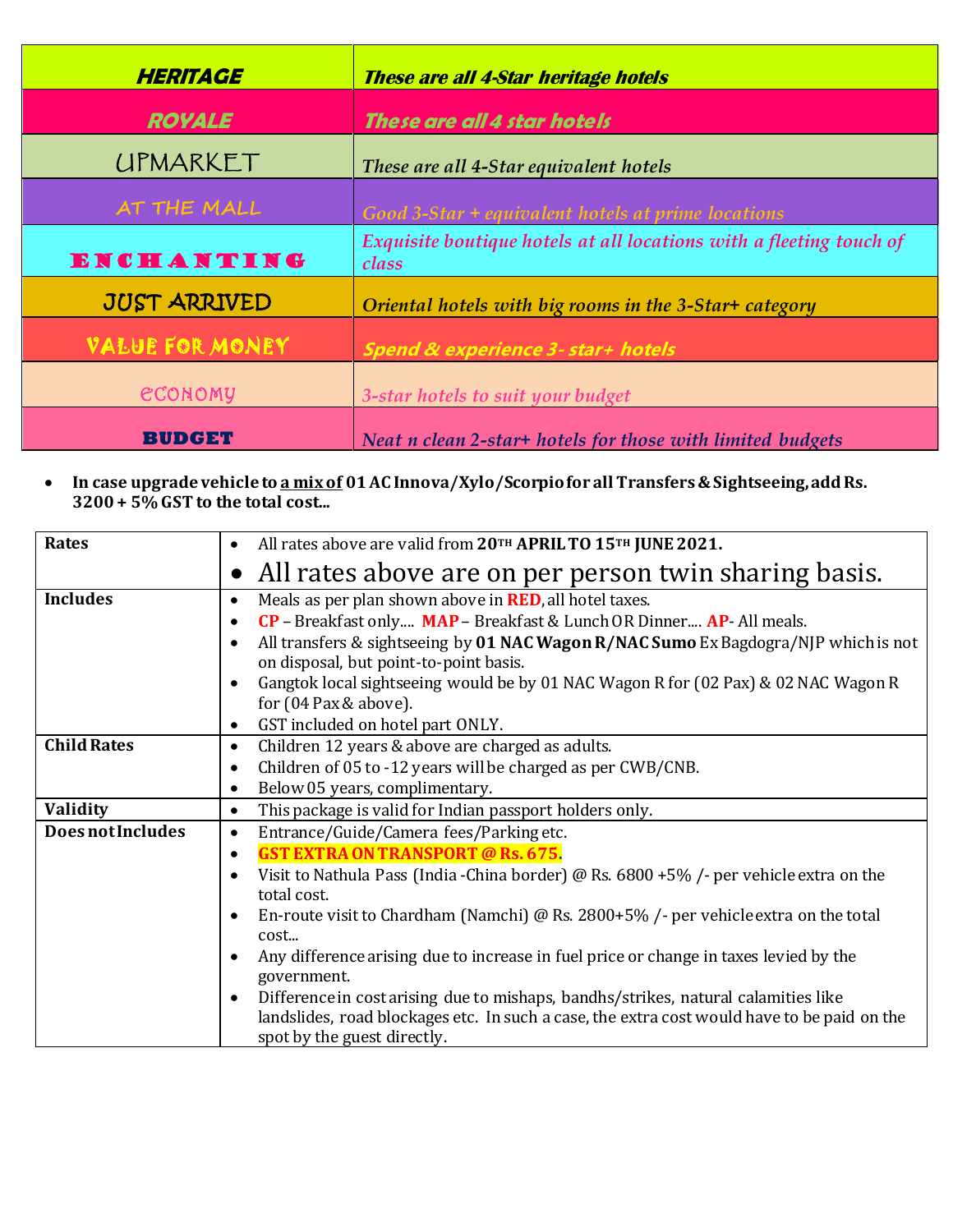| | |
|---|---|
| **HERITAGE** | *These are all 4-Star heritage hotels* |
| **ROYALE** | *These are all 4 star hotels* |
| UPMARKET | *These are all 4-Star equivalent hotels* |
| AT THE MALL | *Good 3-Star + equivalent hotels at prime locations* |
| **ENCHANTING** | *Exquisite boutique hotels at all locations with a fleeting touch of class* |
| JUST ARRIVED | *Oriental hotels with big rooms in the 3-Star+ category* |
| VALUE FOR MONEY | *Spend & experience 3- star+ hotels* |
| ECONOMY | *3-star hotels to suit your budget* |
| **BUDGET** | *Neat n clean 2-star+ hotels for those with limited budgets* |

- **In case upgrade vehicle to a mix of 01 AC Innova/Xylo/Scorpio for all Transfers & Sightseeing, add Rs. 3200 + 5% GST to the total cost...**

| | |
|---|---|
| **Rates** | • All rates above are valid from **20TH APRIL TO 15TH JUNE 2021.**<br>• All rates above are on per person twin sharing basis. |
| **Includes** | • Meals as per plan shown above in **RED**, all hotel taxes.<br>• **CP** – Breakfast only.... **MAP** – Breakfast & Lunch OR Dinner.... **AP**- All meals.<br>• All transfers & sightseeing by **01 NAC Wagon R/NAC Sumo** Ex Bagdogra/NJP which is not on disposal, but point-to-point basis.<br>• Gangtok local sightseeing would be by 01 NAC Wagon R for (02 Pax) & 02 NAC Wagon R for (04 Pax & above).<br>• GST included on hotel part ONLY. |
| **Child Rates** | • Children 12 years & above are charged as adults.<br>• Children of 05 to -12 years will be charged as per CWB/CNB.<br>• Below 05 years, complimentary. |
| **Validity** | • This package is valid for Indian passport holders only. |
| **Does not Includes** | • Entrance/Guide/Camera fees/Parking etc.<br>• **GST EXTRA ON TRANSPORT @ Rs. 675.**<br>• Visit to Nathula Pass (India -China border) @ Rs. 6800 +5% /- per vehicle extra on the total cost.<br>• En-route visit to Chardham (Namchi) @ Rs. 2800+5% /- per vehicle extra on the total cost...<br>• Any difference arising due to increase in fuel price or change in taxes levied by the government.<br>• Difference in cost arising due to mishaps, bandhs/strikes, natural calamities like landslides, road blockages etc. In such a case, the extra cost would have to be paid on the spot by the guest directly. |